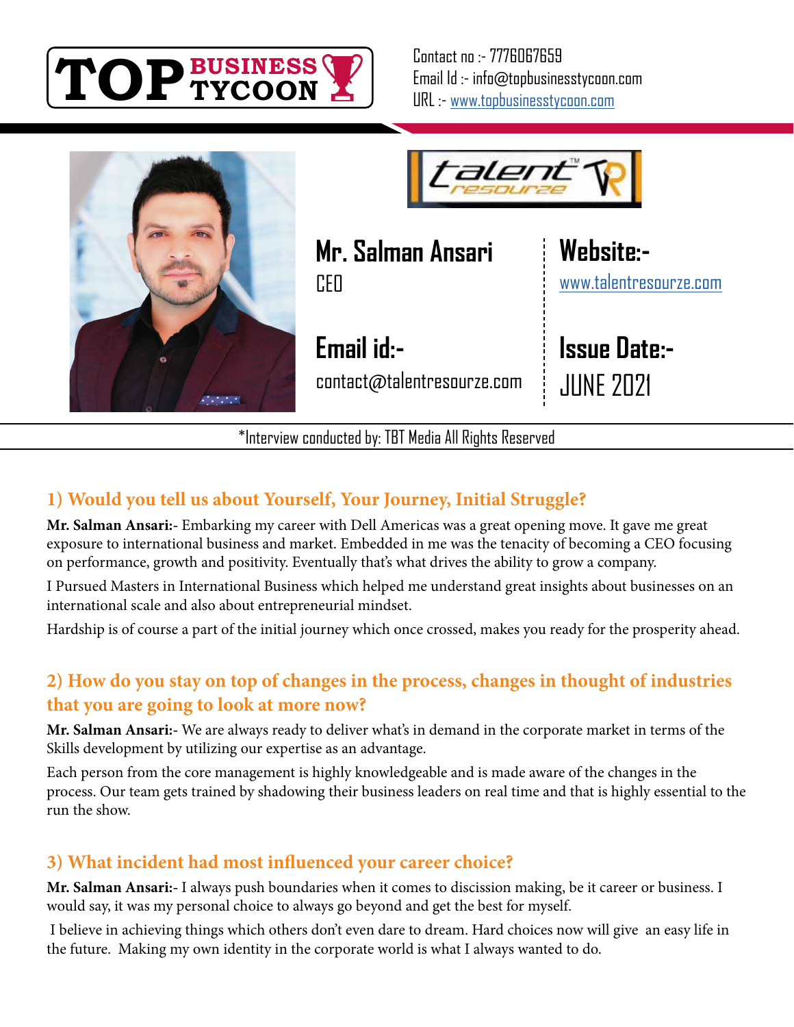TOP BUSINESS TYCOON

Contact no :- 7776067659
Email Id :- info@topbusinesstycoon.com
URL :- www.topbusinesstycoon.com

**Mr. Salman Ansari**
CEO

**Website:-**
www.talentresourze.com

**Email id:-**
contact@talentresourze.com

**Issue Date:-**
JUNE 2021

*Interview conducted by: TBT Media All Rights Reserved

## 1) Would you tell us about Yourself, Your Journey, Initial Struggle?

**Mr. Salman Ansari:-** Embarking my career with Dell Americas was a great opening move. It gave me great exposure to international business and market. Embedded in me was the tenacity of becoming a CEO focusing on performance, growth and positivity. Eventually that's what drives the ability to grow a company.

I Pursued Masters in International Business which helped me understand great insights about businesses on an international scale and also about entrepreneurial mindset.

Hardship is of course a part of the initial journey which once crossed, makes you ready for the prosperity ahead.

## 2) How do you stay on top of changes in the process, changes in thought of industries that you are going to look at more now?

**Mr. Salman Ansari:-** We are always ready to deliver what's in demand in the corporate market in terms of the Skills development by utilizing our expertise as an advantage.

Each person from the core management is highly knowledgeable and is made aware of the changes in the process. Our team gets trained by shadowing their business leaders on real time and that is highly essential to the run the show.

## 3) What incident had most influenced your career choice?

**Mr. Salman Ansari:-** I always push boundaries when it comes to discission making, be it career or business. I would say, it was my personal choice to always go beyond and get the best for myself.

I believe in achieving things which others don't even dare to dream. Hard choices now will give an easy life in the future. Making my own identity in the corporate world is what I always wanted to do.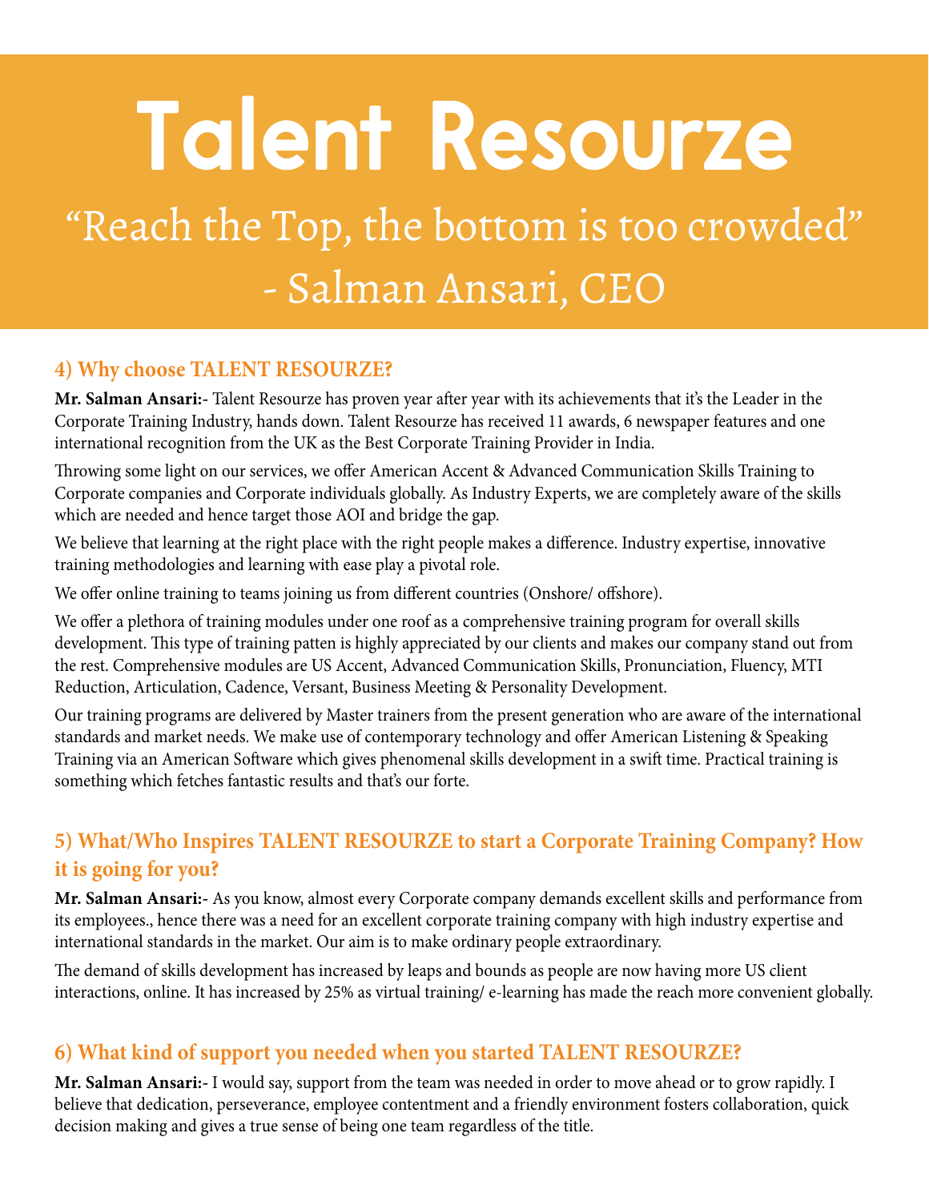# Talent Resourze

“Reach the Top, the bottom is too crowded”
- Salman Ansari, CEO

## 4) Why choose TALENT RESOURZE?

**Mr. Salman Ansari:**- Talent Resourze has proven year after year with its achievements that it's the Leader in the Corporate Training Industry, hands down. Talent Resourze has received 11 awards, 6 newspaper features and one international recognition from the UK as the Best Corporate Training Provider in India.

Throwing some light on our services, we offer American Accent & Advanced Communication Skills Training to Corporate companies and Corporate individuals globally. As Industry Experts, we are completely aware of the skills which are needed and hence target those AOI and bridge the gap.

We believe that learning at the right place with the right people makes a difference. Industry expertise, innovative training methodologies and learning with ease play a pivotal role.

We offer online training to teams joining us from different countries (Onshore/ offshore).

We offer a plethora of training modules under one roof as a comprehensive training program for overall skills development. This type of training patten is highly appreciated by our clients and makes our company stand out from the rest. Comprehensive modules are US Accent, Advanced Communication Skills, Pronunciation, Fluency, MTI Reduction, Articulation, Cadence, Versant, Business Meeting & Personality Development.

Our training programs are delivered by Master trainers from the present generation who are aware of the international standards and market needs. We make use of contemporary technology and offer American Listening & Speaking Training via an American Software which gives phenomenal skills development in a swift time. Practical training is something which fetches fantastic results and that's our forte.

## 5) What/Who Inspires TALENT RESOURZE to start a Corporate Training Company? How it is going for you?

**Mr. Salman Ansari:**- As you know, almost every Corporate company demands excellent skills and performance from its employees., hence there was a need for an excellent corporate training company with high industry expertise and international standards in the market. Our aim is to make ordinary people extraordinary.

The demand of skills development has increased by leaps and bounds as people are now having more US client interactions, online. It has increased by 25% as virtual training/ e-learning has made the reach more convenient globally.

## 6) What kind of support you needed when you started TALENT RESOURZE?

**Mr. Salman Ansari:**- I would say, support from the team was needed in order to move ahead or to grow rapidly. I believe that dedication, perseverance, employee contentment and a friendly environment fosters collaboration, quick decision making and gives a true sense of being one team regardless of the title.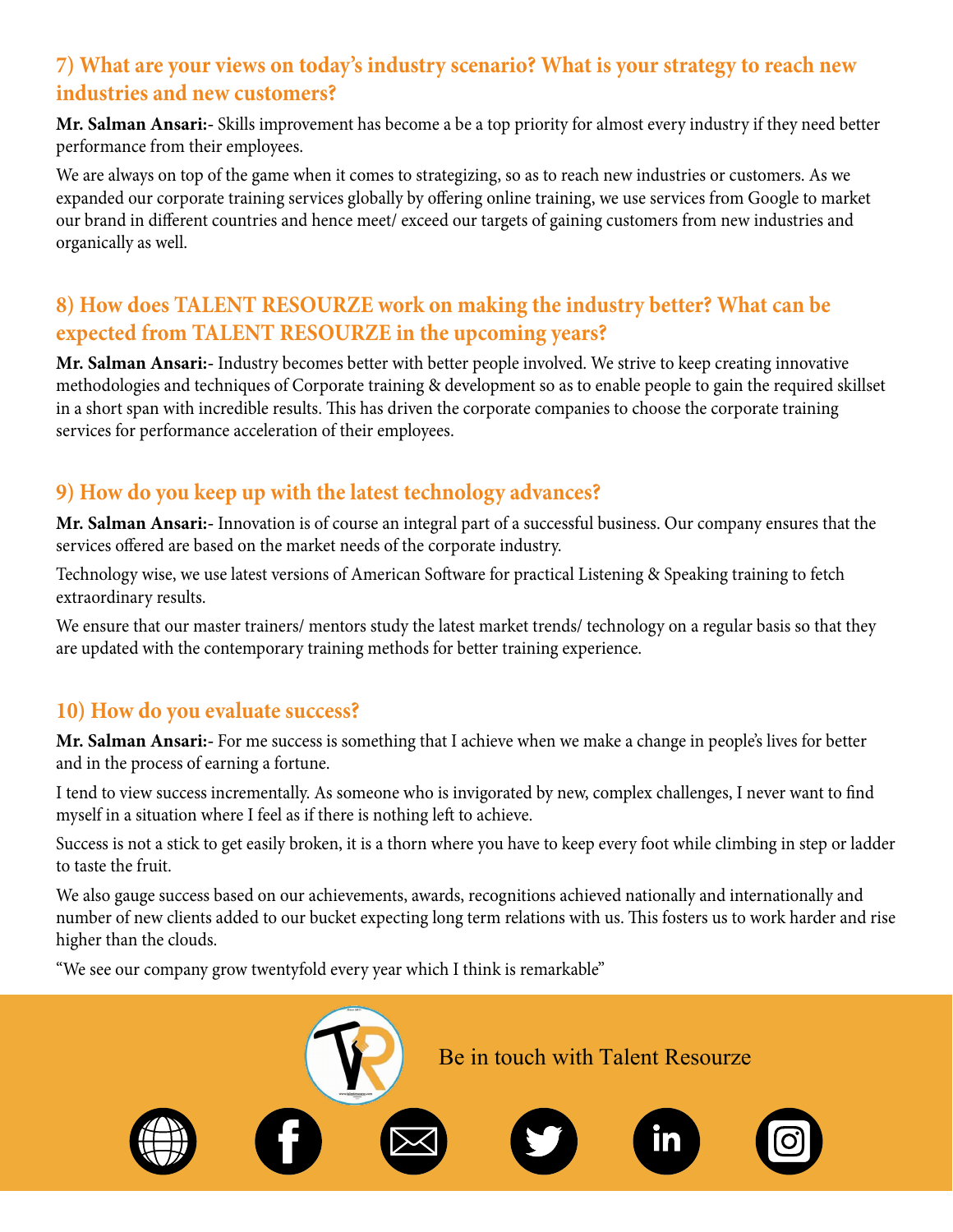## 7) What are your views on today's industry scenario? What is your strategy to reach new industries and new customers?

**Mr. Salman Ansari:**- Skills improvement has become a be a top priority for almost every industry if they need better performance from their employees.

We are always on top of the game when it comes to strategizing, so as to reach new industries or customers. As we expanded our corporate training services globally by offering online training, we use services from Google to market our brand in different countries and hence meet/ exceed our targets of gaining customers from new industries and organically as well.

## 8) How does TALENT RESOURZE work on making the industry better? What can be expected from TALENT RESOURZE in the upcoming years?

**Mr. Salman Ansari:**- Industry becomes better with better people involved. We strive to keep creating innovative methodologies and techniques of Corporate training & development so as to enable people to gain the required skillset in a short span with incredible results. This has driven the corporate companies to choose the corporate training services for performance acceleration of their employees.

## 9) How do you keep up with the latest technology advances?

**Mr. Salman Ansari:**- Innovation is of course an integral part of a successful business. Our company ensures that the services offered are based on the market needs of the corporate industry.

Technology wise, we use latest versions of American Software for practical Listening & Speaking training to fetch extraordinary results.

We ensure that our master trainers/ mentors study the latest market trends/ technology on a regular basis so that they are updated with the contemporary training methods for better training experience.

## 10) How do you evaluate success?

**Mr. Salman Ansari:**- For me success is something that I achieve when we make a change in people's lives for better and in the process of earning a fortune.

I tend to view success incrementally. As someone who is invigorated by new, complex challenges, I never want to find myself in a situation where I feel as if there is nothing left to achieve.

Success is not a stick to get easily broken, it is a thorn where you have to keep every foot while climbing in step or ladder to taste the fruit.

We also gauge success based on our achievements, awards, recognitions achieved nationally and internationally and number of new clients added to our bucket expecting long term relations with us. This fosters us to work harder and rise higher than the clouds.

"We see our company grow twentyfold every year which I think is remarkable"

Be in touch with Talent Resourze